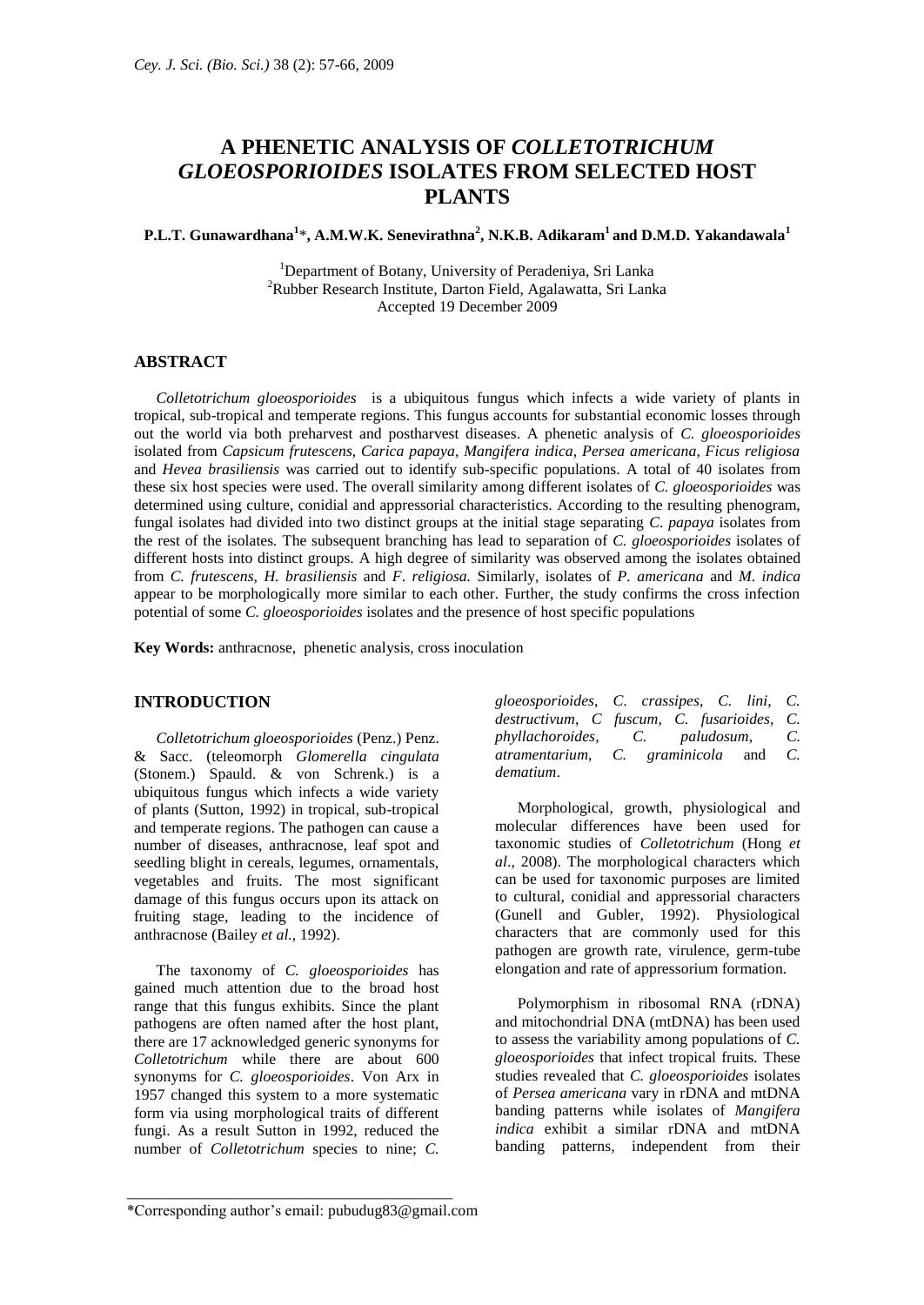# A PHENETIC ANALYSIS OF *COLLETOTRICHUM GLOEOSPORIOIDES* ISOLATES FROM SELECTED HOST PLANTS

**P.L.T. Gunawardhana[1]\*, A.M.W.K. Senevirathna[2], N.K.B. Adikaram[1] and D.M.D. Yakandawala[1]**

[1]Department of Botany, University of Peradeniya, Sri Lanka
[2]Rubber Research Institute, Darton Field, Agalawatta, Sri Lanka
Accepted 19 December 2009

## ABSTRACT

*Colletotrichum gloeosporioides* is a ubiquitous fungus which infects a wide variety of plants in tropical, sub-tropical and temperate regions. This fungus accounts for substantial economic losses through out the world via both preharvest and postharvest diseases. A phenetic analysis of *C. gloeosporioides* isolated from *Capsicum frutescens, Carica papaya, Mangifera indica, Persea americana, Ficus religiosa* and *Hevea brasiliensis* was carried out to identify sub-specific populations. A total of 40 isolates from these six host species were used. The overall similarity among different isolates of *C. gloeosporioides* was determined using culture, conidial and appressorial characteristics. According to the resulting phenogram, fungal isolates had divided into two distinct groups at the initial stage separating *C. papaya* isolates from the rest of the isolates. The subsequent branching has lead to separation of *C. gloeosporioides* isolates of different hosts into distinct groups. A high degree of similarity was observed among the isolates obtained from *C. frutescens*, *H. brasiliensis* and *F. religiosa.* Similarly, isolates of *P. americana* and *M. indica* appear to be morphologically more similar to each other. Further, the study confirms the cross infection potential of some *C. gloeosporioides* isolates and the presence of host specific populations

**Key Words:** anthracnose, phenetic analysis, cross inoculation

## INTRODUCTION

*Colletotrichum gloeosporioides* (Penz.) Penz. & Sacc. (teleomorph *Glomerella cingulata* (Stonem.) Spauld. & von Schrenk.) is a ubiquitous fungus which infects a wide variety of plants (Sutton, 1992) in tropical, sub-tropical and temperate regions. The pathogen can cause a number of diseases, anthracnose, leaf spot and seedling blight in cereals, legumes, ornamentals, vegetables and fruits. The most significant damage of this fungus occurs upon its attack on fruiting stage, leading to the incidence of anthracnose (Bailey *et al.,* 1992).

The taxonomy of *C. gloeosporioides* has gained much attention due to the broad host range that this fungus exhibits. Since the plant pathogens are often named after the host plant, there are 17 acknowledged generic synonyms for *Colletotrichum* while there are about 600 synonyms for *C. gloeosporioides*. Von Arx in 1957 changed this system to a more systematic form via using morphological traits of different fungi. As a result Sutton in 1992, reduced the number of *Colletotrichum* species to nine; *C. gloeosporioides*, *C. crassipes*, *C. lini*, *C. destructivum*, *C fuscum, C. fusarioides*, *C. phyllachoroides*, *C. paludosum*, *C. atramentarium*, *C. graminicola* and *C. dematium*.

Morphological, growth, physiological and molecular differences have been used for taxonomic studies of *Colletotrichum* (Hong *et al*., 2008). The morphological characters which can be used for taxonomic purposes are limited to cultural, conidial and appressorial characters (Gunell and Gubler, 1992). Physiological characters that are commonly used for this pathogen are growth rate, virulence, germ-tube elongation and rate of appressorium formation.

Polymorphism in ribosomal RNA (rDNA) and mitochondrial DNA (mtDNA) has been used to assess the variability among populations of *C. gloeosporioides* that infect tropical fruits*.* These studies revealed that *C. gloeosporioides* isolates of *Persea americana* vary in rDNA and mtDNA banding patterns while isolates of *Mangifera indica* exhibit a similar rDNA and mtDNA banding patterns, independent from their

\*Corresponding author's email: pubudug83@gmail.com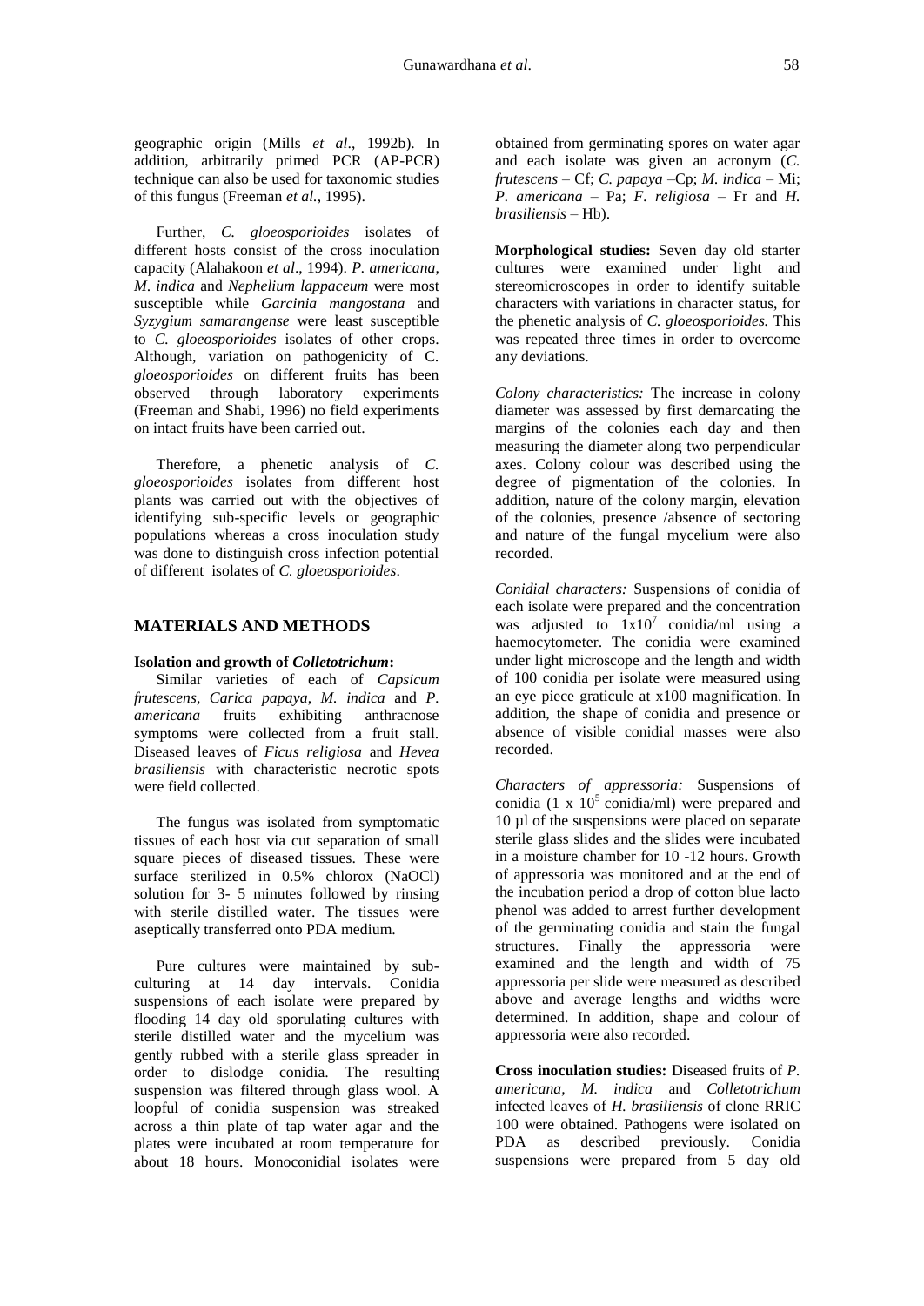geographic origin (Mills *et al*., 1992b). In addition, arbitrarily primed PCR (AP-PCR) technique can also be used for taxonomic studies of this fungus (Freeman *et al.*, 1995).

Further, *C. gloeosporioides* isolates of different hosts consist of the cross inoculation capacity (Alahakoon *et al*., 1994). *P. americana, M. indica* and *Nephelium lappaceum* were most susceptible while *Garcinia mangostana* and *Syzygium samarangense* were least susceptible to *C. gloeosporioides* isolates of other crops. Although, variation on pathogenicity of C. *gloeosporioides* on different fruits has been observed through laboratory experiments (Freeman and Shabi, 1996) no field experiments on intact fruits have been carried out.

Therefore, a phenetic analysis of *C. gloeosporioides* isolates from different host plants was carried out with the objectives of identifying sub-specific levels or geographic populations whereas a cross inoculation study was done to distinguish cross infection potential of different isolates of *C. gloeosporioides*.

## MATERIALS AND METHODS

**Isolation and growth of *Colletotrichum*:**

Similar varieties of each of *Capsicum frutescens, Carica papaya*, *M. indica* and *P. americana* fruits exhibiting anthracnose symptoms were collected from a fruit stall. Diseased leaves of *Ficus religiosa* and *Hevea brasiliensis* with characteristic necrotic spots were field collected.

The fungus was isolated from symptomatic tissues of each host via cut separation of small square pieces of diseased tissues. These were surface sterilized in 0.5% chlorox (NaOCl) solution for 3- 5 minutes followed by rinsing with sterile distilled water. The tissues were aseptically transferred onto PDA medium.

Pure cultures were maintained by sub-culturing at 14 day intervals. Conidia suspensions of each isolate were prepared by flooding 14 day old sporulating cultures with sterile distilled water and the mycelium was gently rubbed with a sterile glass spreader in order to dislodge conidia. The resulting suspension was filtered through glass wool. A loopful of conidia suspension was streaked across a thin plate of tap water agar and the plates were incubated at room temperature for about 18 hours. Monoconidial isolates were obtained from germinating spores on water agar and each isolate was given an acronym (*C. frutescens* – Cf; *C. papaya* –Cp; *M. indica* – Mi; *P. americana* – Pa; *F. religiosa* – Fr and *H. brasiliensis* – Hb).

**Morphological studies:** Seven day old starter cultures were examined under light and stereomicroscopes in order to identify suitable characters with variations in character status, for the phenetic analysis of *C. gloeosporioides.* This was repeated three times in order to overcome any deviations.

*Colony characteristics:* The increase in colony diameter was assessed by first demarcating the margins of the colonies each day and then measuring the diameter along two perpendicular axes. Colony colour was described using the degree of pigmentation of the colonies. In addition, nature of the colony margin, elevation of the colonies, presence /absence of sectoring and nature of the fungal mycelium were also recorded.

*Conidial characters:* Suspensions of conidia of each isolate were prepared and the concentration was adjusted to $1x10^7$ conidia/ml using a haemocytometer. The conidia were examined under light microscope and the length and width of 100 conidia per isolate were measured using an eye piece graticule at x100 magnification. In addition, the shape of conidia and presence or absence of visible conidial masses were also recorded.

*Characters of appressoria:* Suspensions of conidia ($1 \times 10^5$ conidia/ml) were prepared and 10 µl of the suspensions were placed on separate sterile glass slides and the slides were incubated in a moisture chamber for 10 -12 hours. Growth of appressoria was monitored and at the end of the incubation period a drop of cotton blue lacto phenol was added to arrest further development of the germinating conidia and stain the fungal structures. Finally the appressoria were examined and the length and width of 75 appressoria per slide were measured as described above and average lengths and widths were determined. In addition, shape and colour of appressoria were also recorded.

**Cross inoculation studies:** Diseased fruits of *P. americana, M. indica* and *Colletotrichum* infected leaves of *H. brasiliensis* of clone RRIC 100 were obtained. Pathogens were isolated on PDA as described previously. Conidia suspensions were prepared from 5 day old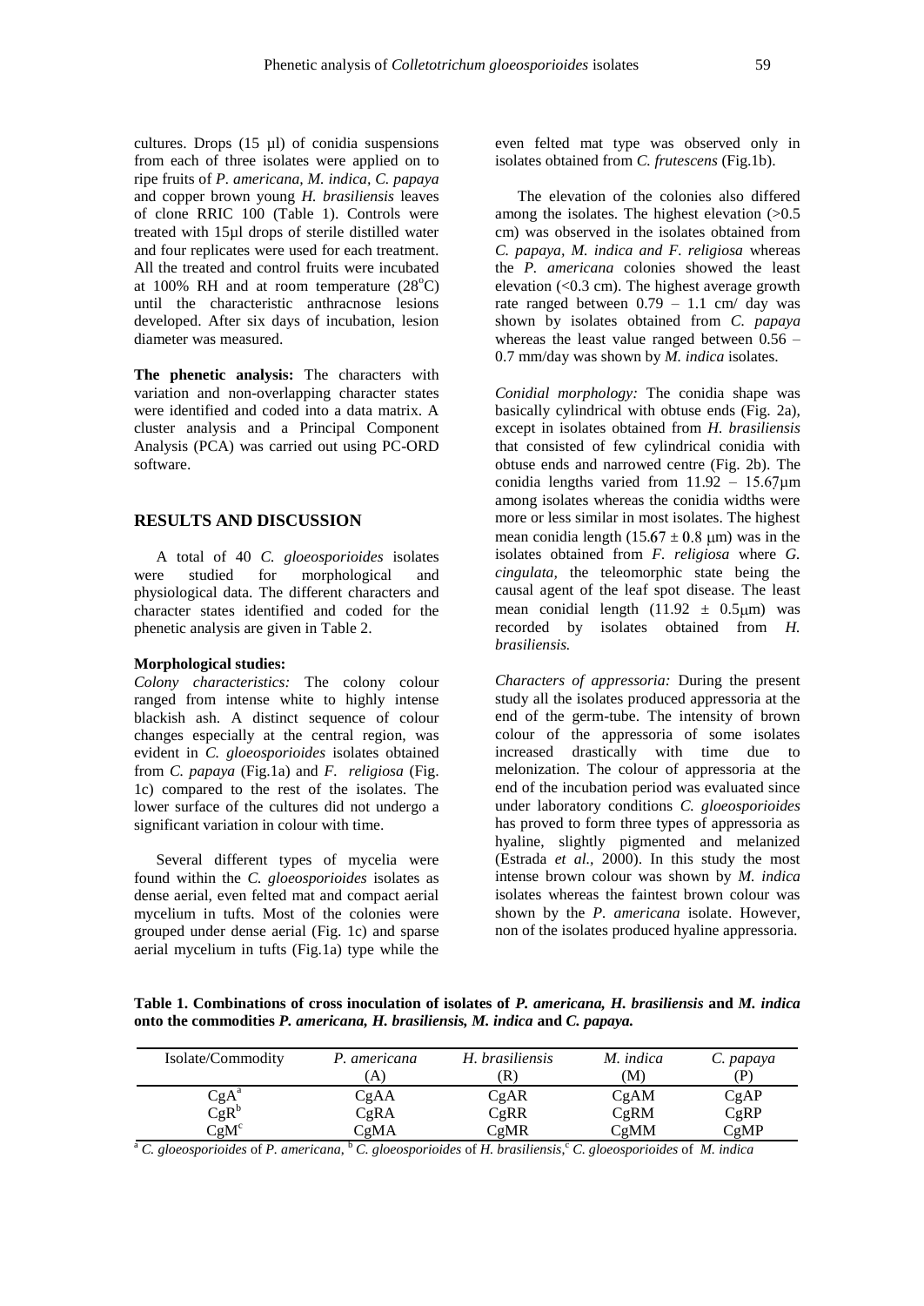cultures. Drops (15 µl) of conidia suspensions from each of three isolates were applied on to ripe fruits of *P. americana, M. indica, C. papaya* and copper brown young *H. brasiliensis* leaves of clone RRIC 100 (Table 1). Controls were treated with 15µl drops of sterile distilled water and four replicates were used for each treatment. All the treated and control fruits were incubated at 100% RH and at room temperature ($28^oC$) until the characteristic anthracnose lesions developed. After six days of incubation, lesion diameter was measured.

**The phenetic analysis:** The characters with variation and non-overlapping character states were identified and coded into a data matrix. A cluster analysis and a Principal Component Analysis (PCA) was carried out using PC-ORD software.

## RESULTS AND DISCUSSION

A total of 40 *C. gloeosporioides* isolates were studied for morphological and physiological data. The different characters and character states identified and coded for the phenetic analysis are given in Table 2.

### Morphological studies:

*Colony characteristics:* The colony colour ranged from intense white to highly intense blackish ash. A distinct sequence of colour changes especially at the central region, was evident in *C. gloeosporioides* isolates obtained from *C. papaya* (Fig.1a) and *F. religiosa* (Fig. 1c) compared to the rest of the isolates. The lower surface of the cultures did not undergo a significant variation in colour with time.

Several different types of mycelia were found within the *C. gloeosporioides* isolates as dense aerial, even felted mat and compact aerial mycelium in tufts. Most of the colonies were grouped under dense aerial (Fig. 1c) and sparse aerial mycelium in tufts (Fig.1a) type while the even felted mat type was observed only in isolates obtained from *C. frutescens* (Fig.1b).

The elevation of the colonies also differed among the isolates. The highest elevation (>0.5 cm) was observed in the isolates obtained from *C. papaya, M. indica and F. religiosa* whereas the *P. americana* colonies showed the least elevation (<0.3 cm). The highest average growth rate ranged between 0.79 – 1.1 cm/ day was shown by isolates obtained from *C. papaya* whereas the least value ranged between 0.56 – 0.7 mm/day was shown by *M. indica* isolates.

*Conidial morphology:* The conidia shape was basically cylindrical with obtuse ends (Fig. 2a), except in isolates obtained from *H. brasiliensis* that consisted of few cylindrical conidia with obtuse ends and narrowed centre (Fig. 2b). The conidia lengths varied from 11.92 – 15.67µm among isolates whereas the conidia widths were more or less similar in most isolates. The highest mean conidia length ($15.67 \pm 0.8$ µm) was in the isolates obtained from *F. religiosa* where *G. cingulata,* the teleomorphic state being the causal agent of the leaf spot disease. The least mean conidial length ($11.92 \pm 0.5$µm) was recorded by isolates obtained from *H. brasiliensis.*

*Characters of appressoria:* During the present study all the isolates produced appressoria at the end of the germ-tube. The intensity of brown colour of the appressoria of some isolates increased drastically with time due to melonization. The colour of appressoria at the end of the incubation period was evaluated since under laboratory conditions *C. gloeosporioides* has proved to form three types of appressoria as hyaline, slightly pigmented and melanized (Estrada *et al.*, 2000). In this study the most intense brown colour was shown by *M. indica* isolates whereas the faintest brown colour was shown by the *P. americana* isolate. However, non of the isolates produced hyaline appressoria.

**Table 1. Combinations of cross inoculation of isolates of *P. americana, H. brasiliensis* and *M. indica* onto the commodities *P. americana, H. brasiliensis, M. indica* and *C. papaya.***

| Isolate/Commodity | *P. americana* (A) | *H. brasiliensis* (R) | *M. indica* (M) | *C. papaya* (P) |
|---|---|---|---|---|
| CgA[a] | CgAA | CgAR | CgAM | CgAP |
| CgR[b] | CgRA | CgRR | CgRM | CgRP |
| CgM[c] | CgMA | CgMR | CgMM | CgMP |

[a] *C. gloeosporioides* of *P. americana,* [b] *C. gloeosporioides* of *H. brasiliensis,* [c] *C. gloeosporioides* of *M. indica*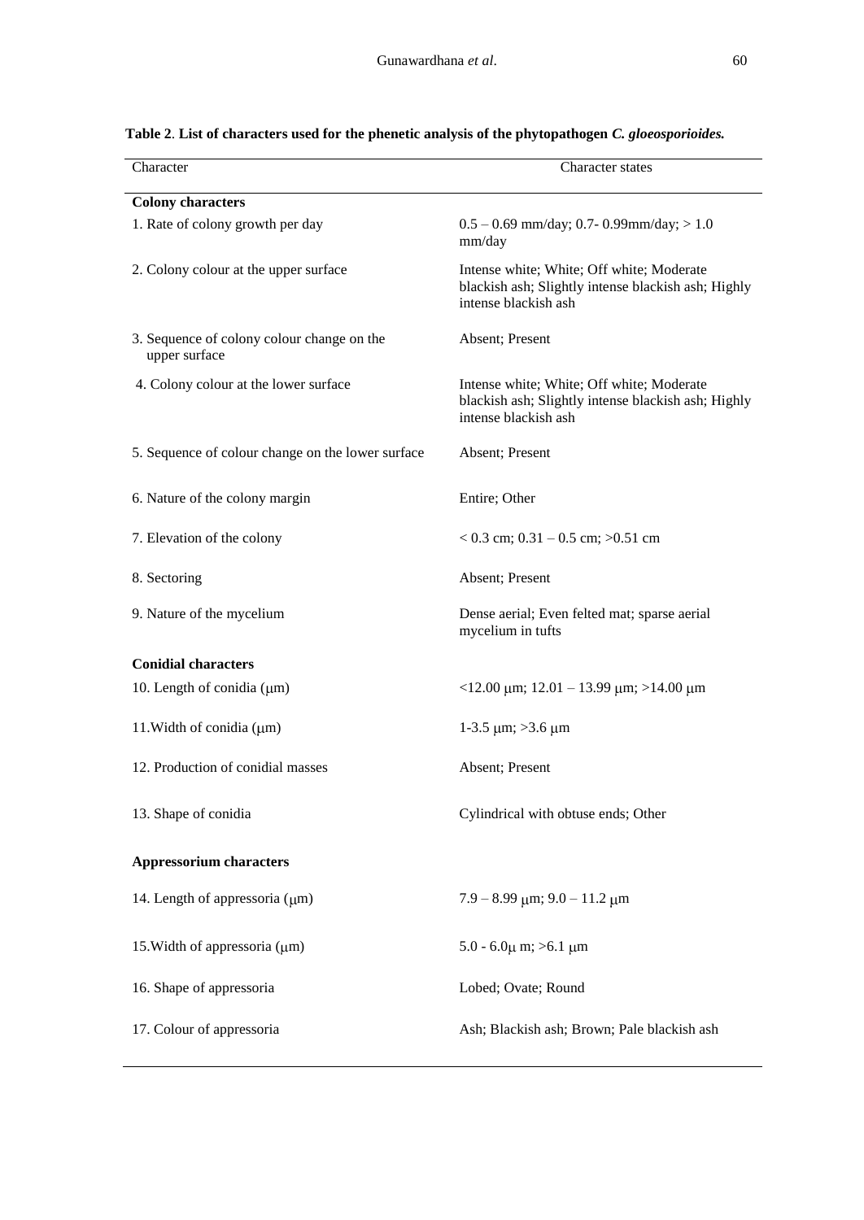**Table 2**. **List of characters used for the phenetic analysis of the phytopathogen *C. gloeosporioides.***

| Character | Character states |
|---|---|
| **Colony characters** | |
| 1. Rate of colony growth per day | 0.5 – 0.69 mm/day; 0.7- 0.99mm/day; > 1.0 mm/day |
| 2. Colony colour at the upper surface | Intense white; White; Off white; Moderate blackish ash; Slightly intense blackish ash; Highly intense blackish ash |
| 3. Sequence of colony colour change on the upper surface | Absent; Present |
| 4. Colony colour at the lower surface | Intense white; White; Off white; Moderate blackish ash; Slightly intense blackish ash; Highly intense blackish ash |
| 5. Sequence of colour change on the lower surface | Absent; Present |
| 6. Nature of the colony margin | Entire; Other |
| 7. Elevation of the colony | < 0.3 cm; 0.31 – 0.5 cm; >0.51 cm |
| 8. Sectoring | Absent; Present |
| 9. Nature of the mycelium | Dense aerial; Even felted mat; sparse aerial mycelium in tufts |
| **Conidial characters** | |
| 10. Length of conidia (μm) | <12.00 μm; 12.01 – 13.99 μm; >14.00 μm |
| 11.Width of conidia (μm) | 1-3.5 μm; >3.6 μm |
| 12. Production of conidial masses | Absent; Present |
| 13. Shape of conidia | Cylindrical with obtuse ends; Other |
| **Appressorium characters** | |
| 14. Length of appressoria (μm) | 7.9 – 8.99 μm; 9.0 – 11.2 μm |
| 15.Width of appressoria (μm) | 5.0 - 6.0μ m; >6.1 μm |
| 16. Shape of appressoria | Lobed; Ovate; Round |
| 17. Colour of appressoria | Ash; Blackish ash; Brown; Pale blackish ash |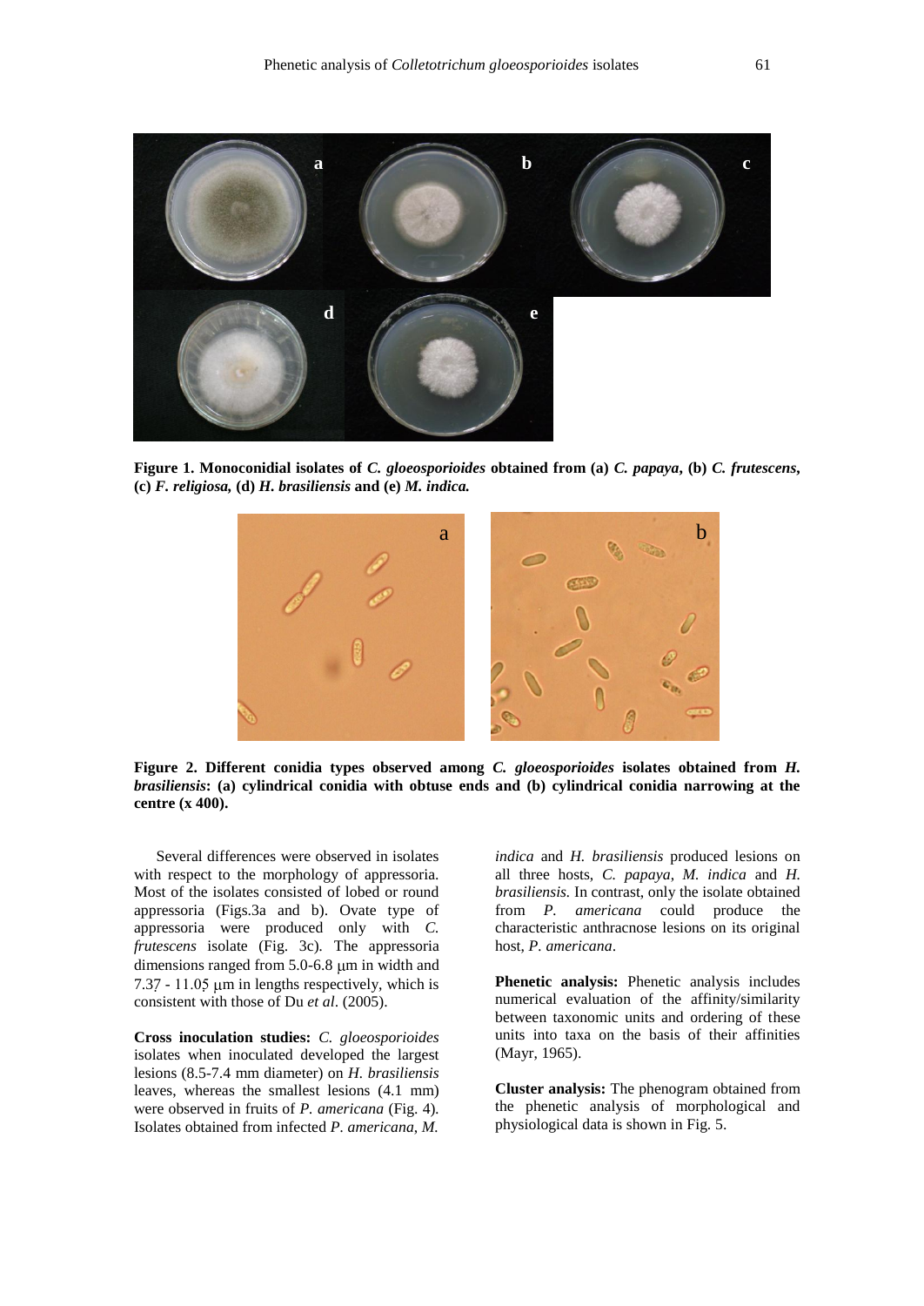**Figure 1. Monoconidial isolates of *C. gloeosporioides* obtained from (a) *C. papaya*, (b) *C. frutescens*, (c) *F. religiosa*, (d) *H. brasiliensis* and (e) *M. indica*.**

**Figure 2. Different conidia types observed among *C. gloeosporioides* isolates obtained from *H. brasiliensis*: (a) cylindrical conidia with obtuse ends and (b) cylindrical conidia narrowing at the centre (x 400).**

Several differences were observed in isolates with respect to the morphology of appressoria. Most of the isolates consisted of lobed or round appressoria (Figs.3a and b). Ovate type of appressoria were produced only with *C. frutescens* isolate (Fig. 3c). The appressoria dimensions ranged from 5.0-6.8 μm in width and 7.37 - 11.05 μm in lengths respectively, which is consistent with those of Du *et al*. (2005).

**Cross inoculation studies:** *C. gloeosporioides* isolates when inoculated developed the largest lesions (8.5-7.4 mm diameter) on *H. brasiliensis* leaves, whereas the smallest lesions (4.1 mm) were observed in fruits of *P. americana* (Fig. 4). Isolates obtained from infected *P. americana*, *M. indica* and *H. brasiliensis* produced lesions on all three hosts, *C. papaya*, *M. indica* and *H. brasiliensis*. In contrast, only the isolate obtained from *P. americana* could produce the characteristic anthracnose lesions on its original host, *P. americana*.

**Phenetic analysis:** Phenetic analysis includes numerical evaluation of the affinity/similarity between taxonomic units and ordering of these units into taxa on the basis of their affinities (Mayr, 1965).

**Cluster analysis:** The phenogram obtained from the phenetic analysis of morphological and physiological data is shown in Fig. 5.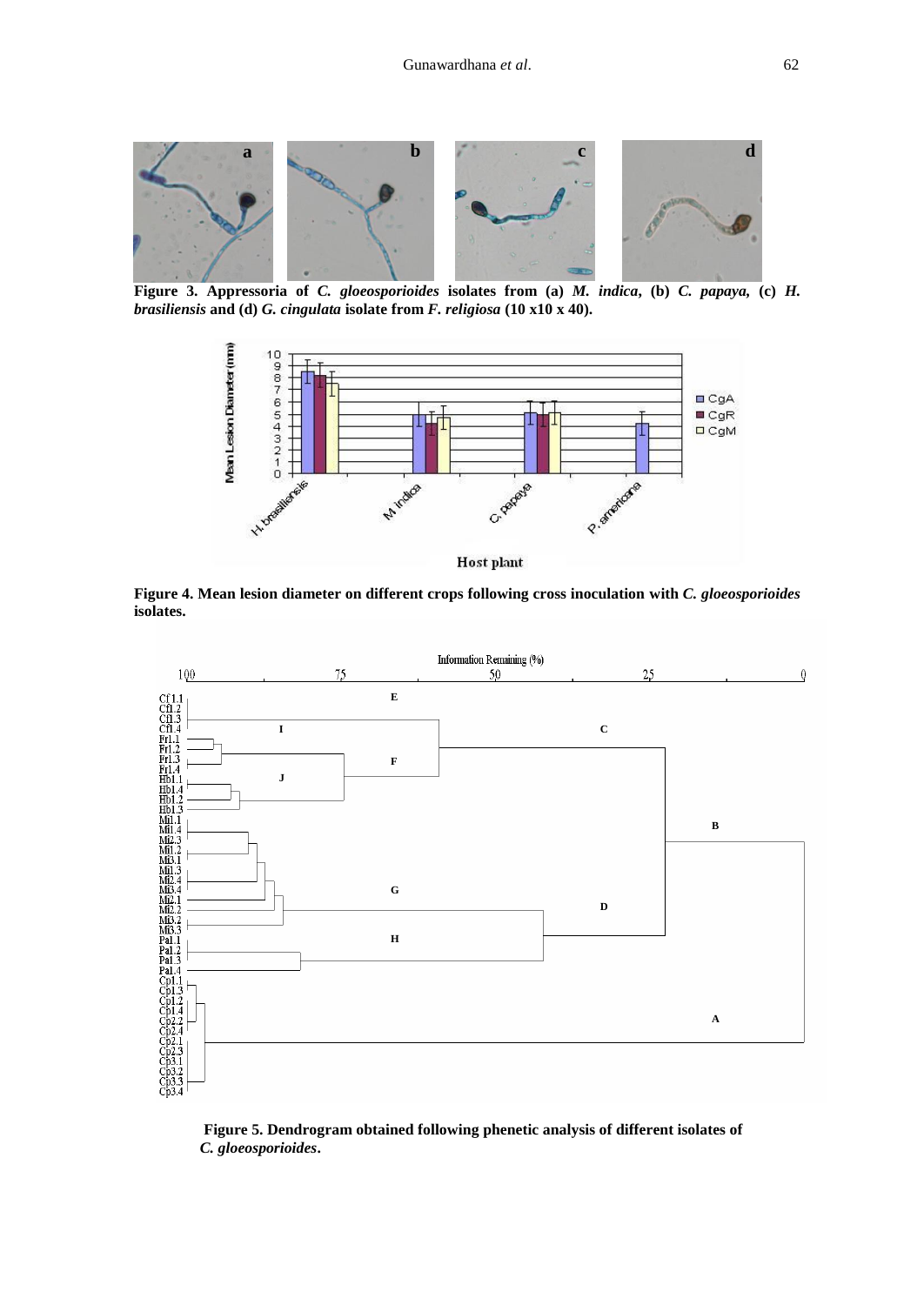**Figure 3. Appressoria of *C. gloeosporioides* isolates from (a) *M. indica*, (b) *C. papaya*, (c) *H. brasiliensis* and (d) *G. cingulata* isolate from *F. religiosa* (10 x10 x 40).**

**Figure 4. Mean lesion diameter on different crops following cross inoculation with *C. gloeosporioides* isolates.**

**Figure 5. Dendrogram obtained following phenetic analysis of different isolates of *C. gloeosporioides*.**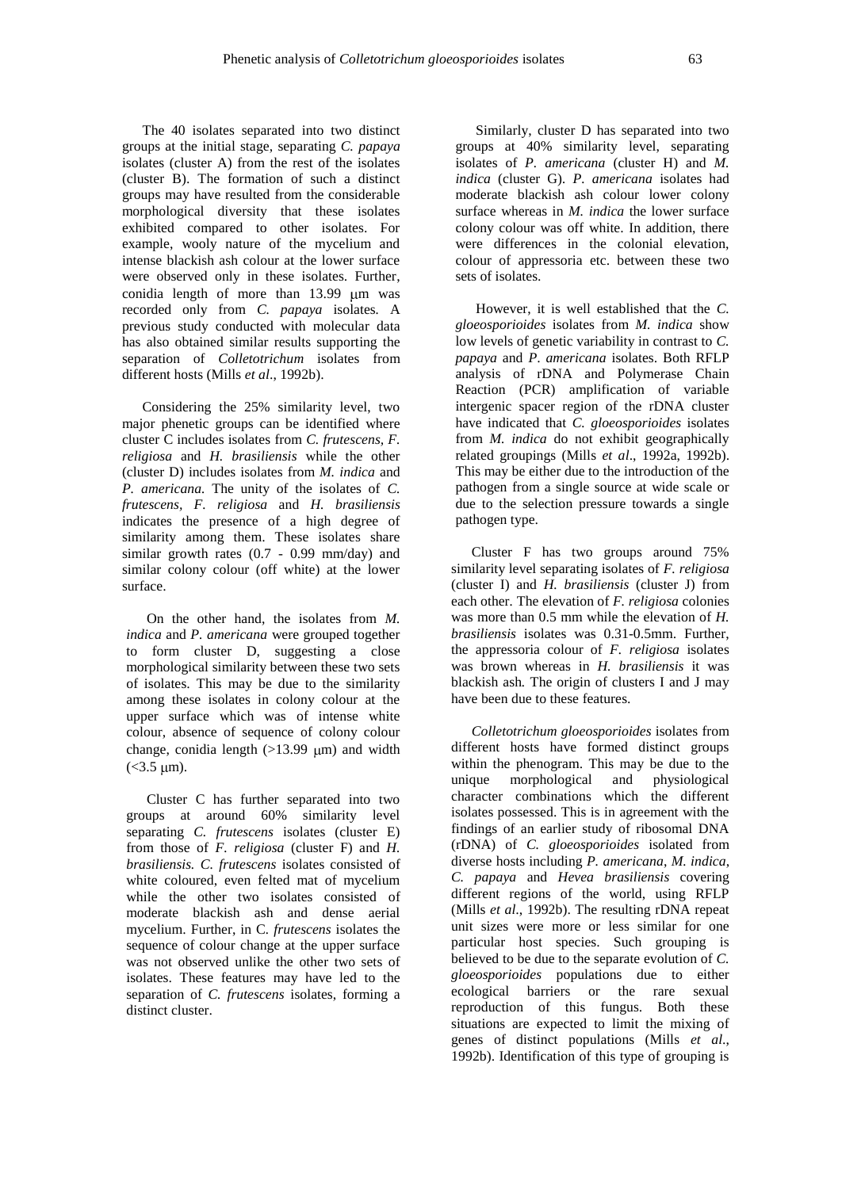The 40 isolates separated into two distinct groups at the initial stage, separating *C. papaya* isolates (cluster A) from the rest of the isolates (cluster B). The formation of such a distinct groups may have resulted from the considerable morphological diversity that these isolates exhibited compared to other isolates. For example, wooly nature of the mycelium and intense blackish ash colour at the lower surface were observed only in these isolates. Further, conidia length of more than 13.99 μm was recorded only from *C. papaya* isolates. A previous study conducted with molecular data has also obtained similar results supporting the separation of *Colletotrichum* isolates from different hosts (Mills *et al*., 1992b).

Considering the 25% similarity level, two major phenetic groups can be identified where cluster C includes isolates from *C. frutescens*, *F. religiosa* and *H. brasiliensis* while the other (cluster D) includes isolates from *M. indica* and *P. americana.* The unity of the isolates of *C. frutescens*, *F. religiosa* and *H. brasiliensis* indicates the presence of a high degree of similarity among them. These isolates share similar growth rates (0.7 - 0.99 mm/day) and similar colony colour (off white) at the lower surface.

On the other hand, the isolates from *M. indica* and *P. americana* were grouped together to form cluster D, suggesting a close morphological similarity between these two sets of isolates. This may be due to the similarity among these isolates in colony colour at the upper surface which was of intense white colour, absence of sequence of colony colour change, conidia length (>13.99 μm) and width (<3.5 μm).

Cluster C has further separated into two groups at around 60% similarity level separating *C. frutescens* isolates (cluster E) from those of *F. religiosa* (cluster F) and *H. brasiliensis. C. frutescens* isolates consisted of white coloured, even felted mat of mycelium while the other two isolates consisted of moderate blackish ash and dense aerial mycelium. Further, in C. *frutescens* isolates the sequence of colour change at the upper surface was not observed unlike the other two sets of isolates. These features may have led to the separation of *C. frutescens* isolates, forming a distinct cluster.

Similarly, cluster D has separated into two groups at 40% similarity level, separating isolates of *P. americana* (cluster H) and *M. indica* (cluster G). *P. americana* isolates had moderate blackish ash colour lower colony surface whereas in *M. indica* the lower surface colony colour was off white. In addition, there were differences in the colonial elevation, colour of appressoria etc. between these two sets of isolates.

However, it is well established that the *C. gloeosporioides* isolates from *M. indica* show low levels of genetic variability in contrast to *C. papaya* and *P. americana* isolates. Both RFLP analysis of rDNA and Polymerase Chain Reaction (PCR) amplification of variable intergenic spacer region of the rDNA cluster have indicated that *C. gloeosporioides* isolates from *M. indica* do not exhibit geographically related groupings (Mills *et al*., 1992a, 1992b). This may be either due to the introduction of the pathogen from a single source at wide scale or due to the selection pressure towards a single pathogen type.

Cluster F has two groups around 75% similarity level separating isolates of *F. religiosa* (cluster I) and *H. brasiliensis* (cluster J) from each other. The elevation of *F. religiosa* colonies was more than 0.5 mm while the elevation of *H. brasiliensis* isolates was 0.31-0.5mm. Further, the appressoria colour of *F. religiosa* isolates was brown whereas in *H. brasiliensis* it was blackish ash*.* The origin of clusters I and J may have been due to these features.

*Colletotrichum gloeosporioides* isolates from different hosts have formed distinct groups within the phenogram. This may be due to the unique morphological and physiological character combinations which the different isolates possessed. This is in agreement with the findings of an earlier study of ribosomal DNA (rDNA) of *C. gloeosporioides* isolated from diverse hosts including *P. americana*, *M. indica*, *C. papaya* and *Hevea brasiliensis* covering different regions of the world, using RFLP (Mills *et al*., 1992b). The resulting rDNA repeat unit sizes were more or less similar for one particular host species. Such grouping is believed to be due to the separate evolution of *C. gloeosporioides* populations due to either ecological barriers or the rare sexual reproduction of this fungus. Both these situations are expected to limit the mixing of genes of distinct populations (Mills *et al*., 1992b). Identification of this type of grouping is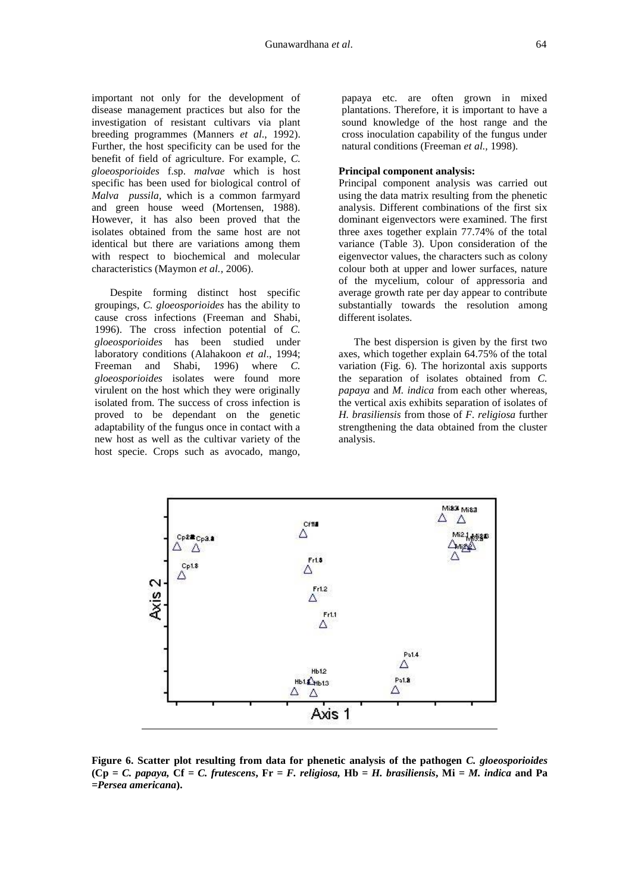important not only for the development of disease management practices but also for the investigation of resistant cultivars via plant breeding programmes (Manners *et al*., 1992). Further, the host specificity can be used for the benefit of field of agriculture. For example, *C. gloeosporioides* f.sp. *malvae* which is host specific has been used for biological control of *Malva pussila*, which is a common farmyard and green house weed (Mortensen, 1988). However, it has also been proved that the isolates obtained from the same host are not identical but there are variations among them with respect to biochemical and molecular characteristics (Maymon *et al.*, 2006).

Despite forming distinct host specific groupings, *C. gloeosporioides* has the ability to cause cross infections (Freeman and Shabi, 1996). The cross infection potential of *C. gloeosporioides* has been studied under laboratory conditions (Alahakoon *et al*., 1994; Freeman and Shabi, 1996) where *C. gloeosporioides* isolates were found more virulent on the host which they were originally isolated from. The success of cross infection is proved to be dependant on the genetic adaptability of the fungus once in contact with a new host as well as the cultivar variety of the host specie. Crops such as avocado, mango, papaya etc. are often grown in mixed plantations. Therefore, it is important to have a sound knowledge of the host range and the cross inoculation capability of the fungus under natural conditions (Freeman *et al.,* 1998).

**Principal component analysis:**

Principal component analysis was carried out using the data matrix resulting from the phenetic analysis. Different combinations of the first six dominant eigenvectors were examined. The first three axes together explain 77.74% of the total variance (Table 3). Upon consideration of the eigenvector values, the characters such as colony colour both at upper and lower surfaces, nature of the mycelium, colour of appressoria and average growth rate per day appear to contribute substantially towards the resolution among different isolates.

The best dispersion is given by the first two axes, which together explain 64.75% of the total variation (Fig. 6). The horizontal axis supports the separation of isolates obtained from *C. papaya* and *M. indica* from each other whereas, the vertical axis exhibits separation of isolates of *H. brasiliensis* from those of *F. religiosa* further strengthening the data obtained from the cluster analysis.

**Figure 6. Scatter plot resulting from data for phenetic analysis of the pathogen *C. gloeosporioides* (Cp = *C. papaya,* Cf = *C. frutescens*, Fr = *F. religiosa,* Hb = *H. brasiliensis*, Mi = *M. indica* and Pa =*Persea americana*).**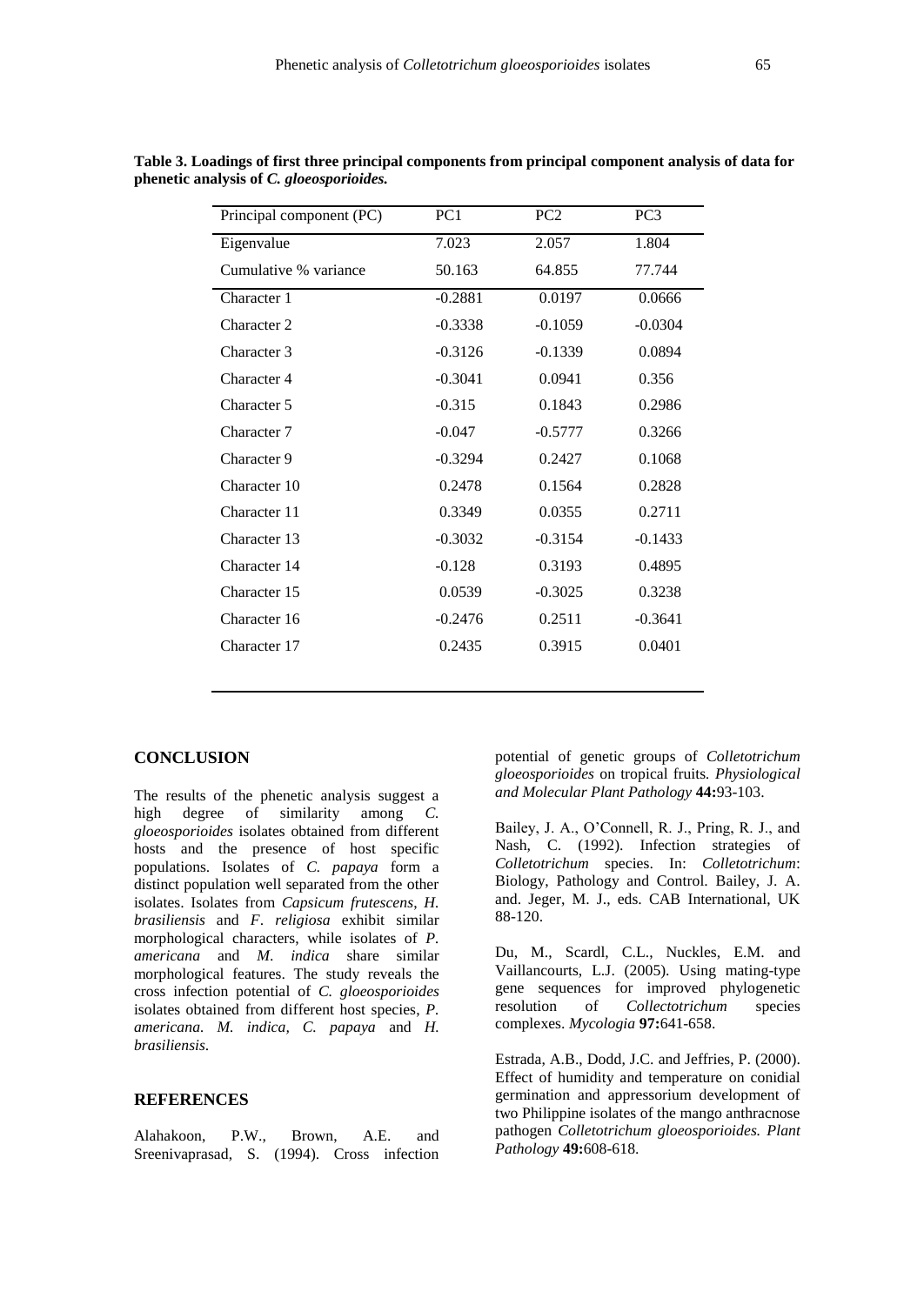**Table 3. Loadings of first three principal components from principal component analysis of data for phenetic analysis of *C. gloeosporioides.***

| Principal component (PC) | PC1 | PC2 | PC3 |
|---|---|---|---|
| Eigenvalue | 7.023 | 2.057 | 1.804 |
| Cumulative % variance | 50.163 | 64.855 | 77.744 |
| Character 1 | -0.2881 | 0.0197 | 0.0666 |
| Character 2 | -0.3338 | -0.1059 | -0.0304 |
| Character 3 | -0.3126 | -0.1339 | 0.0894 |
| Character 4 | -0.3041 | 0.0941 | 0.356 |
| Character 5 | -0.315 | 0.1843 | 0.2986 |
| Character 7 | -0.047 | -0.5777 | 0.3266 |
| Character 9 | -0.3294 | 0.2427 | 0.1068 |
| Character 10 | 0.2478 | 0.1564 | 0.2828 |
| Character 11 | 0.3349 | 0.0355 | 0.2711 |
| Character 13 | -0.3032 | -0.3154 | -0.1433 |
| Character 14 | -0.128 | 0.3193 | 0.4895 |
| Character 15 | 0.0539 | -0.3025 | 0.3238 |
| Character 16 | -0.2476 | 0.2511 | -0.3641 |
| Character 17 | 0.2435 | 0.3915 | 0.0401 |

## CONCLUSION

The results of the phenetic analysis suggest a high degree of similarity among *C. gloeosporioides* isolates obtained from different hosts and the presence of host specific populations. Isolates of *C. papaya* form a distinct population well separated from the other isolates. Isolates from *Capsicum frutescens*, *H. brasiliensis* and *F. religiosa* exhibit similar morphological characters, while isolates of *P. americana* and *M. indica* share similar morphological features. The study reveals the cross infection potential of *C. gloeosporioides* isolates obtained from different host species, *P. americana. M. indica, C. papaya* and *H. brasiliensis*.

## REFERENCES

Alahakoon, P.W., Brown, A.E. and Sreenivaprasad, S. (1994). Cross infection potential of genetic groups of *Colletotrichum gloeosporioides* on tropical fruits. *Physiological and Molecular Plant Pathology* **44:**93-103.

Bailey, J. A., O'Connell, R. J., Pring, R. J., and Nash, C. (1992). Infection strategies of *Colletotrichum* species. In: *Colletotrichum*: Biology, Pathology and Control. Bailey, J. A. and. Jeger, M. J., eds. CAB International, UK 88-120.

Du, M., Scardl, C.L., Nuckles, E.M. and Vaillancourts, L.J. (2005). Using mating-type gene sequences for improved phylogenetic resolution of *Collectotrichum* species complexes. *Mycologia* **97:**641-658.

Estrada, A.B., Dodd, J.C. and Jeffries, P. (2000). Effect of humidity and temperature on conidial germination and appressorium development of two Philippine isolates of the mango anthracnose pathogen *Colletotrichum gloeosporioides. Plant Pathology* **49:**608-618.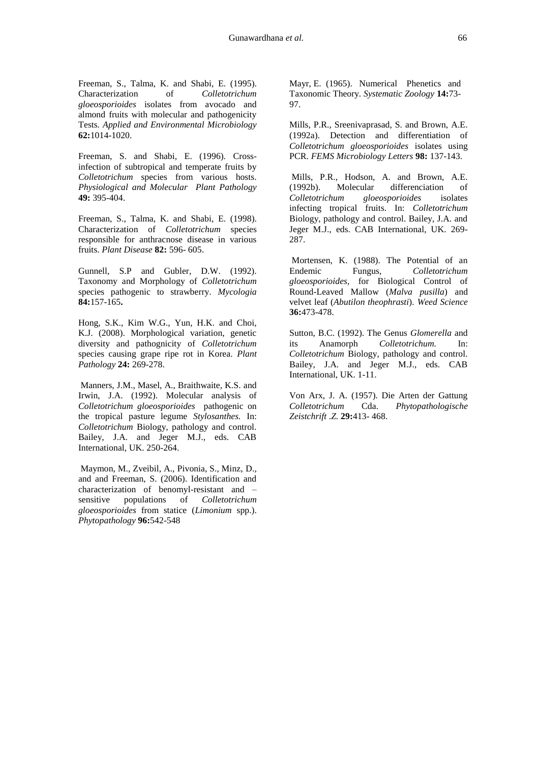Freeman, S., Talma, K. and Shabi, E. (1995). Characterization of *Colletotrichum gloeosporioides* isolates from avocado and almond fruits with molecular and pathogenicity Tests. *Applied and Environmental Microbiology* **62:**1014-1020.

Freeman, S. and Shabi, E. (1996). Cross-infection of subtropical and temperate fruits by *Colletotrichum* species from various hosts. *Physiological and Molecular Plant Pathology* **49:** 395-404.

Freeman, S., Talma, K. and Shabi, E. (1998). Characterization of *Colletotrichum* species responsible for anthracnose disease in various fruits. *Plant Disease* **82:** 596- 605.

Gunnell, S.P and Gubler, D.W. (1992). Taxonomy and Morphology of *Colletotrichum* species pathogenic to strawberry. *Mycologia* **84:**157-165**.**

Hong, S.K., Kim W.G., Yun, H.K. and Choi, K.J. (2008). Morphological variation, genetic diversity and pathognicity of *Colletotrichum* species causing grape ripe rot in Korea. *Plant Pathology* **24:** 269-278.

Manners, J.M., Masel, A., Braithwaite, K.S. and Irwin, J.A. (1992). Molecular analysis of *Colletotrichum gloeosporioides* pathogenic on the tropical pasture legume *Stylosanthes.* In: *Colletotrichum* Biology, pathology and control. Bailey, J.A. and Jeger M.J., eds. CAB International, UK. 250-264.

Maymon, M., Zveibil, A., Pivonia, S., Minz, D., and and Freeman, S. (2006). Identification and characterization of benomyl-resistant and – sensitive populations of *Colletotrichum gloeosporioides* from statice (*Limonium* spp.). *Phytopathology* **96:**542-548

Mayr, E. (1965). Numerical Phenetics and Taxonomic Theory. *Systematic Zoology* **14:**73-97.

Mills, P.R., Sreenivaprasad, S. and Brown, A.E. (1992a). Detection and differentiation of *Colletotrichum gloeosporioides* isolates using PCR. *FEMS Microbiology Letters* **98:** 137-143.

Mills, P.R., Hodson, A. and Brown, A.E. (1992b). Molecular differenciation of *Colletotrichum gloeosporioides* isolates infecting tropical fruits. In: *Colletotrichum* Biology, pathology and control. Bailey, J.A. and Jeger M.J., eds. CAB International, UK. 269-287.

Mortensen, K. (1988). The Potential of an Endemic Fungus, *Colletotrichum gloeosporioides*, for Biological Control of Round-Leaved Mallow (*Malva pusilla*) and velvet leaf (*Abutilon theophrasti*). *Weed Science* **36:**473-478.

Sutton, B.C. (1992). The Genus *Glomerella* and its Anamorph *Colletotrichum.* In: *Colletotrichum* Biology, pathology and control. Bailey, J.A. and Jeger M.J., eds. CAB International, UK. 1-11.

Von Arx, J. A. (1957). Die Arten der Gattung *Colletotrichum* Cda. *Phytopathologische Zeistchrift .Z.* **29:**413- 468.